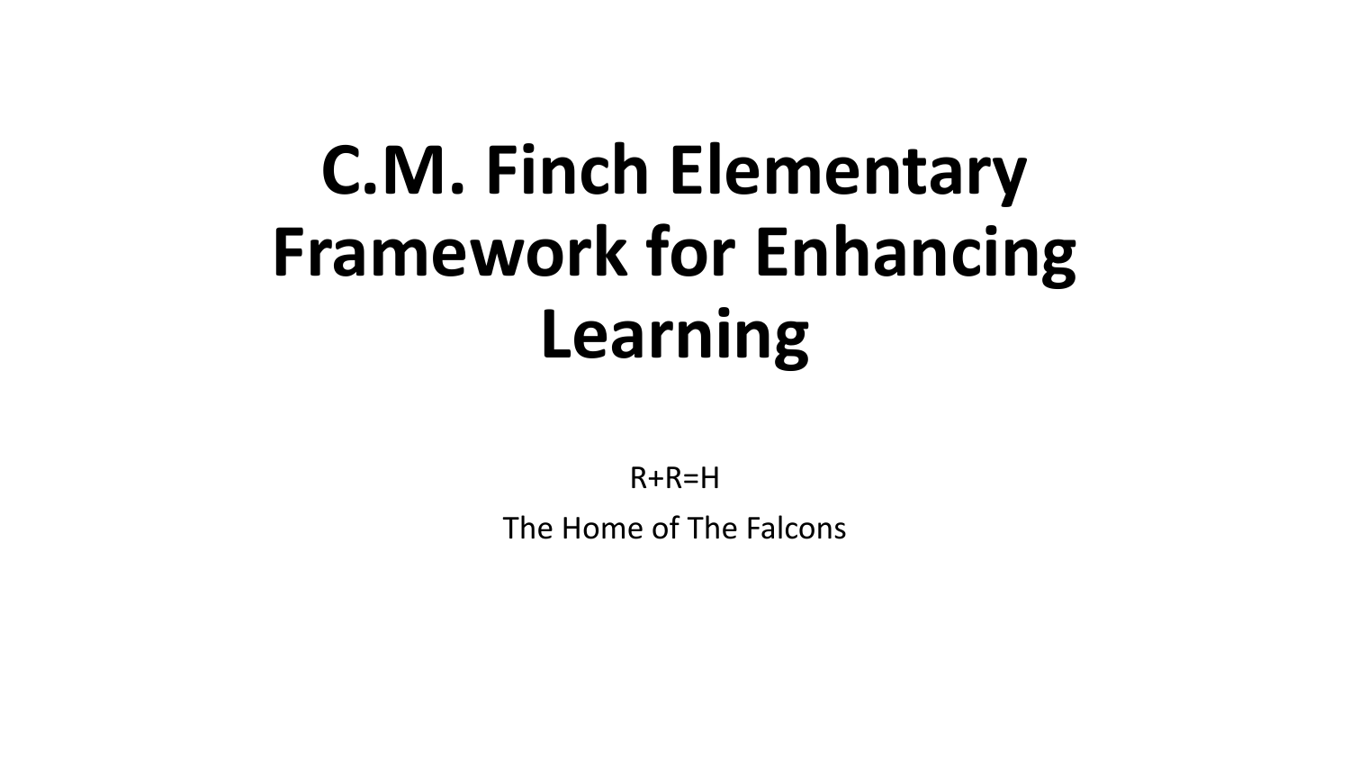# C.M. Finch Elementary Framework for Enhancing Learning

R+R=H

The Home of The Falcons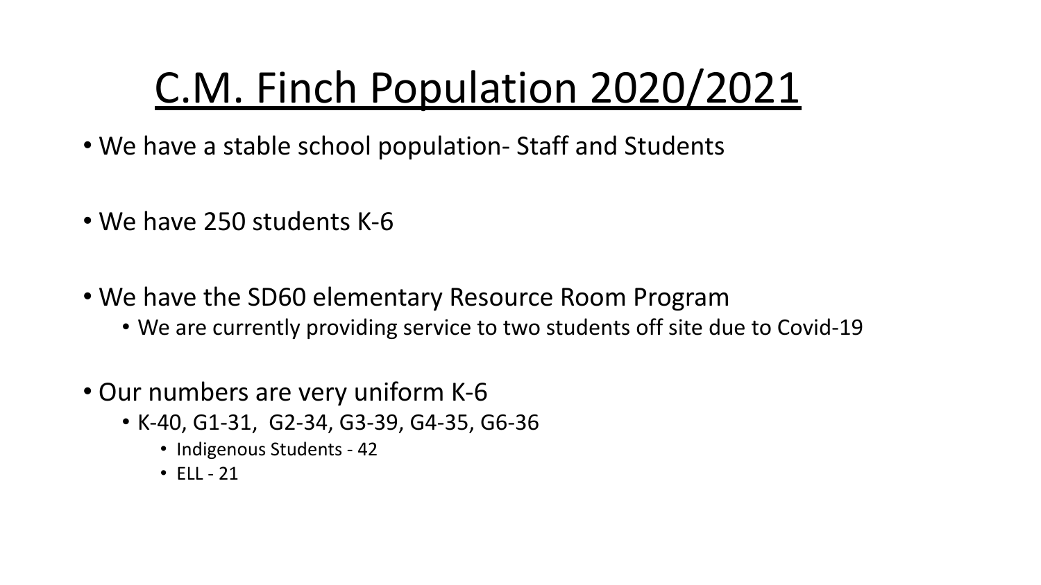# C.M. Finch Population 2020/2021

- We have a stable school population- Staff and Students

- We have 250 students K-6

- We have the SD60 elementary Resource Room Program
  - We are currently providing service to two students off site due to Covid-19

- Our numbers are very uniform K-6
  - K-40, G1-31, G2-34, G3-39, G4-35, G6-36
    - Indigenous Students - 42
    - ELL - 21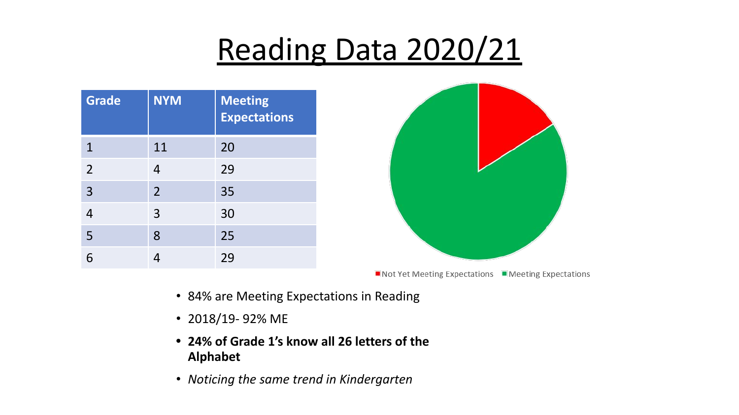# Reading Data 2020/21

| Grade | NYM | Meeting Expectations |
|---|---|---|
| 1 | 11 | 20 |
| 2 | 4 | 29 |
| 3 | 2 | 35 |
| 4 | 3 | 30 |
| 5 | 8 | 25 |
| 6 | 4 | 29 |

Not Yet Meeting Expectations    Meeting Expectations

- 84% are Meeting Expectations in Reading
- 2018/19- 92% ME
- **24% of Grade 1's know all 26 letters of the Alphabet**
- *Noticing the same trend in Kindergarten*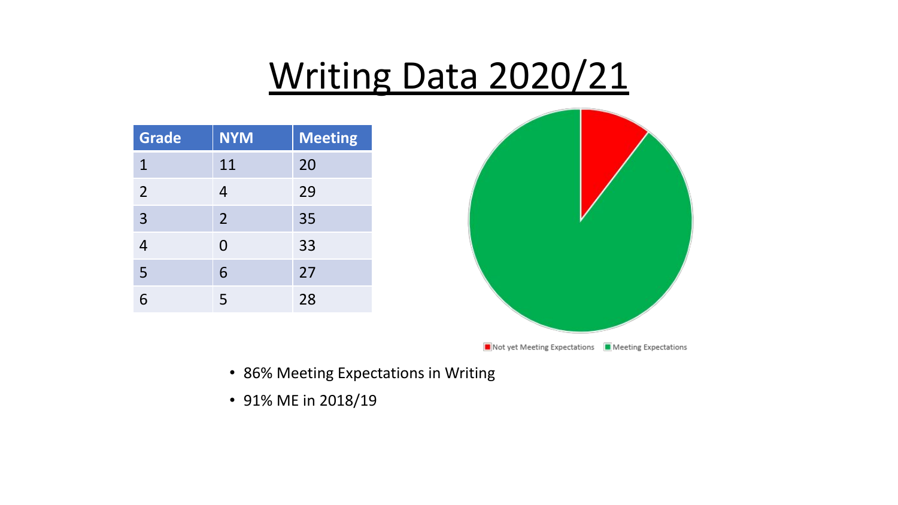# Writing Data 2020/21

| Grade | NYM | Meeting |
|---|---|---|
| 1 | 11 | 20 |
| 2 | 4 | 29 |
| 3 | 2 | 35 |
| 4 | 0 | 33 |
| 5 | 6 | 27 |
| 6 | 5 | 28 |

Not yet Meeting Expectations | Meeting Expectations

- 86% Meeting Expectations in Writing
- 91% ME in 2018/19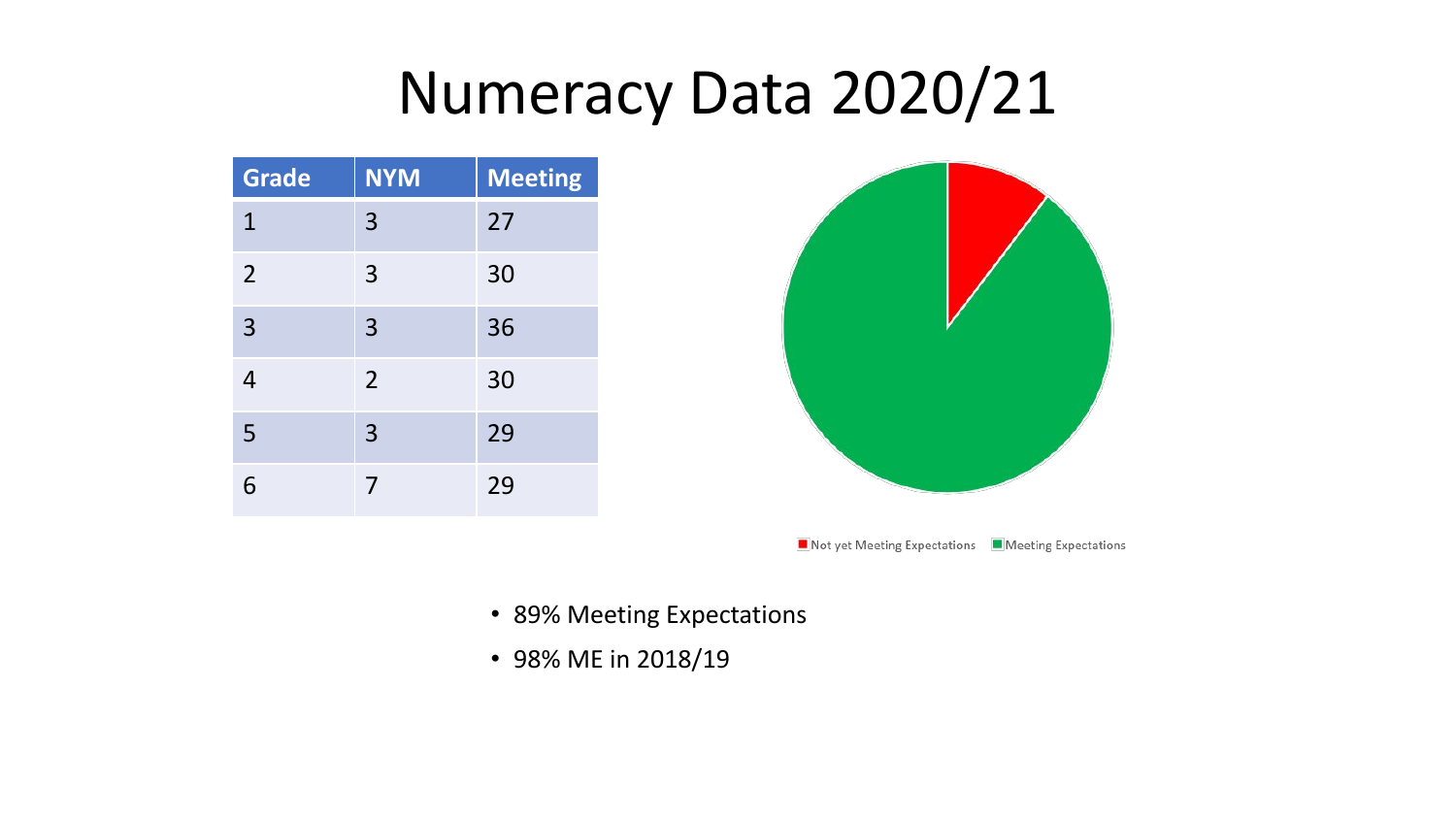# Numeracy Data 2020/21

| Grade | NYM | Meeting |
|---|---|---|
| 1 | 3 | 27 |
| 2 | 3 | 30 |
| 3 | 3 | 36 |
| 4 | 2 | 30 |
| 5 | 3 | 29 |
| 6 | 7 | 29 |

Not yet Meeting Expectations   Meeting Expectations

- 89% Meeting Expectations
- 98% ME in 2018/19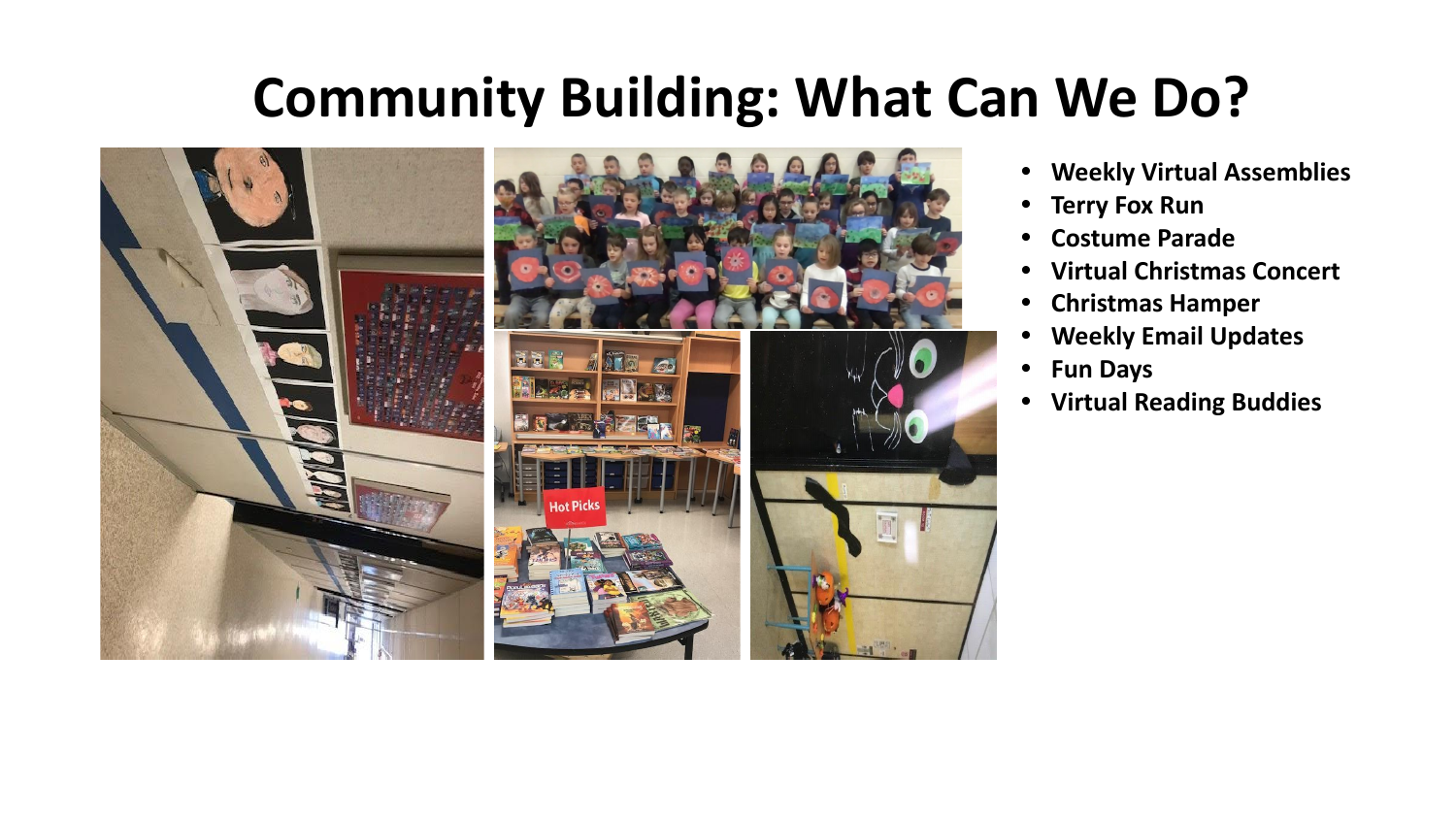# Community Building: What Can We Do?

- **Weekly Virtual Assemblies**
- **Terry Fox Run**
- **Costume Parade**
- **Virtual Christmas Concert**
- **Christmas Hamper**
- **Weekly Email Updates**
- **Fun Days**
- **Virtual Reading Buddies**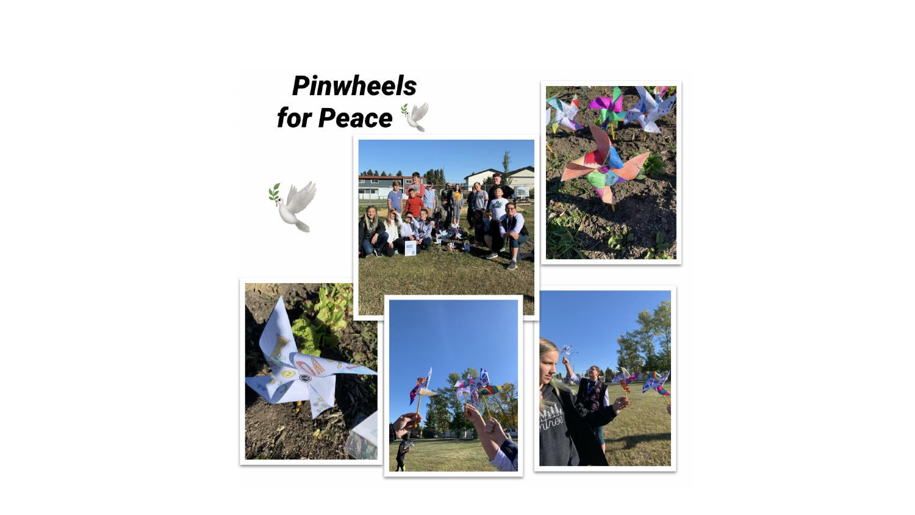# *Pinwheels for Peace* 🕊️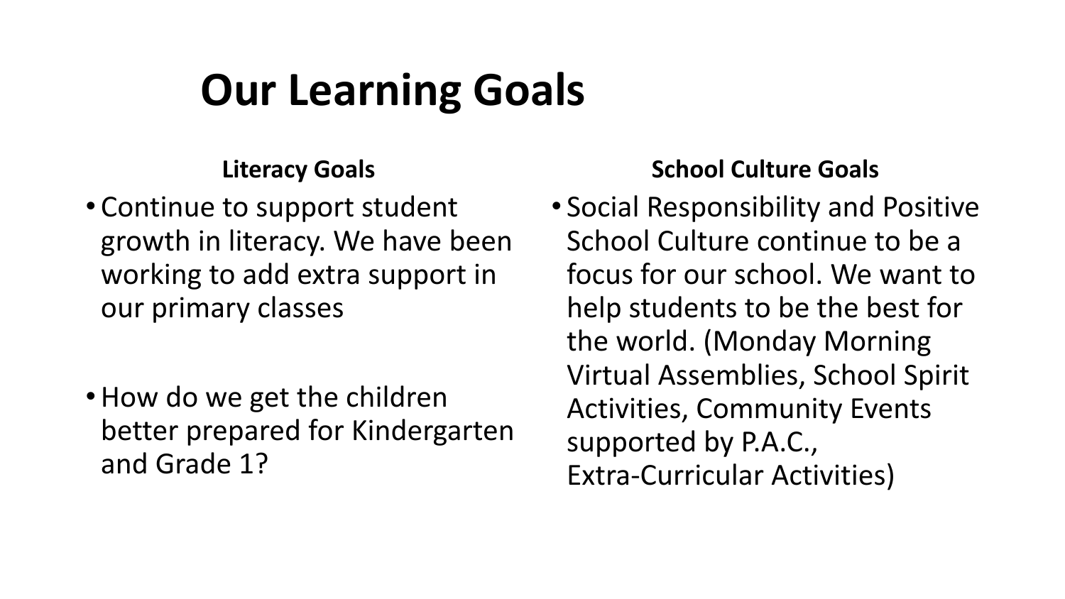# Our Learning Goals

**Literacy Goals**

- Continue to support student growth in literacy. We have been working to add extra support in our primary classes
- How do we get the children better prepared for Kindergarten and Grade 1?

**School Culture Goals**

- Social Responsibility and Positive School Culture continue to be a focus for our school. We want to help students to be the best for the world. (Monday Morning Virtual Assemblies, School Spirit Activities, Community Events supported by P.A.C., Extra-Curricular Activities)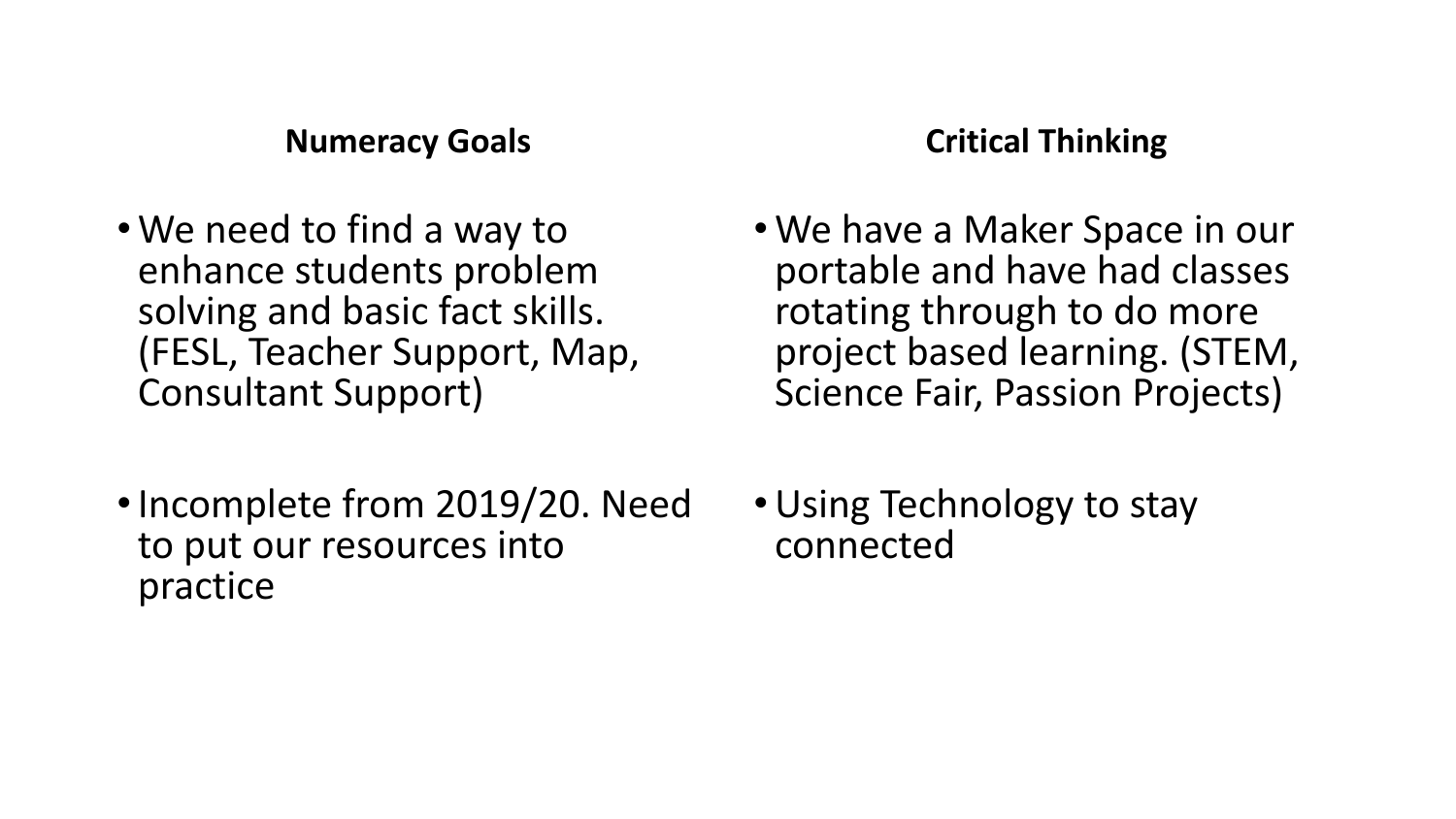## Numeracy Goals

- We need to find a way to enhance students problem solving and basic fact skills. (FESL, Teacher Support, Map, Consultant Support)
- Incomplete from 2019/20. Need to put our resources into practice

## Critical Thinking

- We have a Maker Space in our portable and have had classes rotating through to do more project based learning. (STEM, Science Fair, Passion Projects)
- Using Technology to stay connected